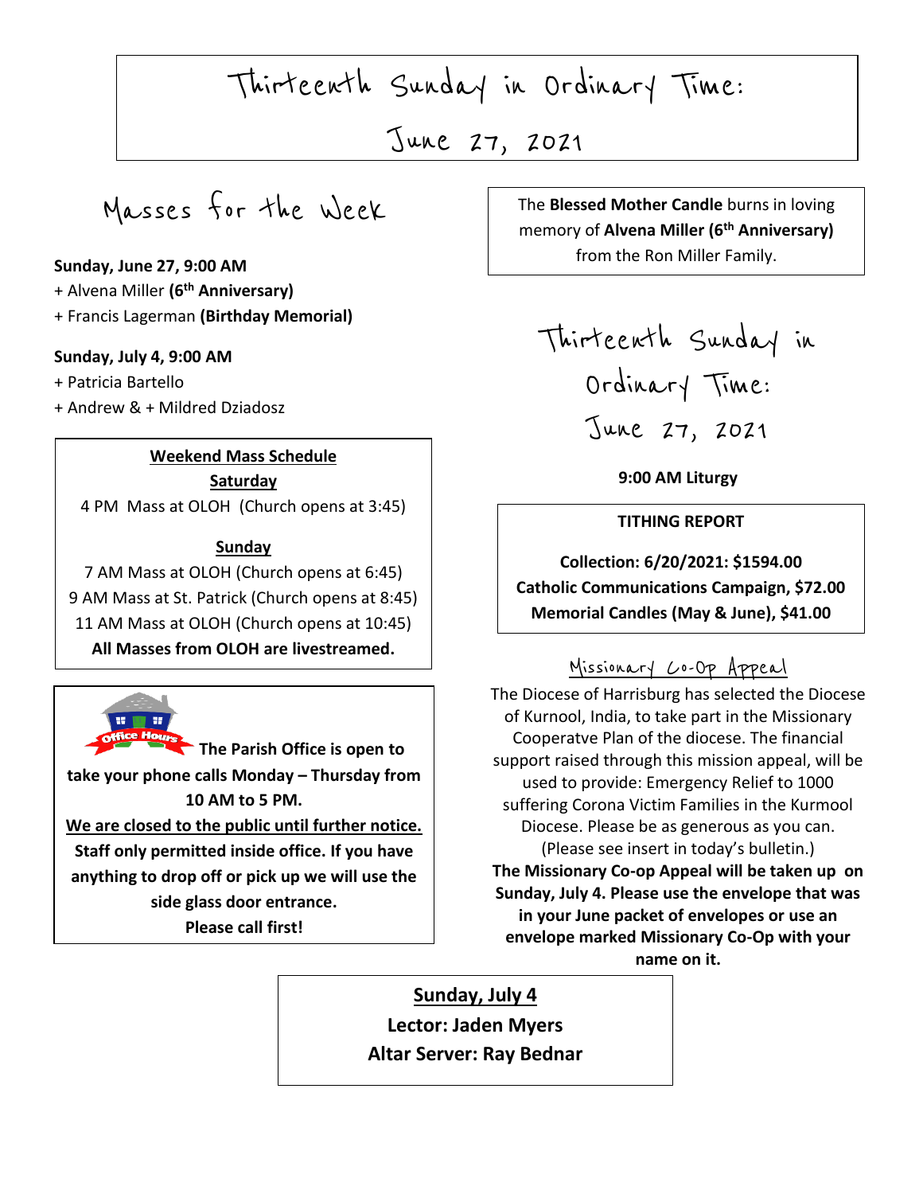# Thirteenth Sunday in Ordinary Time: June 27, 2021

## Masses for the Week

**Sunday, June 27, 9:00 AM**
+ Alvena Miller **(6th Anniversary)**
+ Francis Lagerman **(Birthday Memorial)**

**Sunday, July 4, 9:00 AM**
+ Patricia Bartello
+ Andrew & + Mildred Dziadosz

**Weekend Mass Schedule**

**Saturday**
4 PM Mass at OLOH (Church opens at 3:45)

**Sunday**
7 AM Mass at OLOH (Church opens at 6:45)
9 AM Mass at St. Patrick (Church opens at 8:45)
11 AM Mass at OLOH (Church opens at 10:45)
**All Masses from OLOH are livestreamed.**

Office Hours

**The Parish Office is open to take your phone calls Monday – Thursday from 10 AM to 5 PM.**
**We are closed to the public until further notice.**
**Staff only permitted inside office. If you have anything to drop off or pick up we will use the side glass door entrance.**
**Please call first!**

The **Blessed Mother Candle** burns in loving memory of **Alvena Miller (6th Anniversary)** from the Ron Miller Family.

## Thirteenth Sunday in Ordinary Time: June 27, 2021

**9:00 AM Liturgy**

**TITHING REPORT**

**Collection: 6/20/2021: $1594.00**
**Catholic Communications Campaign, $72.00**
**Memorial Candles (May & June), $41.00**

## Missionary Co-Op Appeal

The Diocese of Harrisburg has selected the Diocese of Kurnool, India, to take part in the Missionary Cooperatve Plan of the diocese. The financial support raised through this mission appeal, will be used to provide: Emergency Relief to 1000 suffering Corona Victim Families in the Kurmool Diocese. Please be as generous as you can. (Please see insert in today's bulletin.)
**The Missionary Co-op Appeal will be taken up on Sunday, July 4. Please use the envelope that was in your June packet of envelopes or use an envelope marked Missionary Co-Op with your name on it.**

**Sunday, July 4**
**Lector: Jaden Myers**
**Altar Server: Ray Bednar**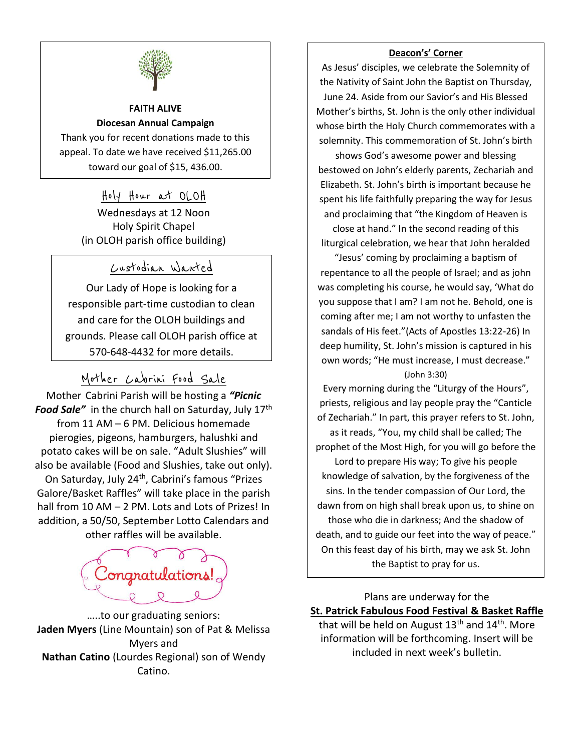**FAITH ALIVE**
**Diocesan Annual Campaign**

Thank you for recent donations made to this appeal. To date we have received $11,265.00 toward our goal of $15, 436.00.

## Holy Hour at OLOH

Wednesdays at 12 Noon
Holy Spirit Chapel
(in OLOH parish office building)

## Custodian Wanted

Our Lady of Hope is looking for a responsible part-time custodian to clean and care for the OLOH buildings and grounds. Please call OLOH parish office at 570-648-4432 for more details.

## Mother Cabrini Food Sale

Mother Cabrini Parish will be hosting a ***"Picnic Food Sale"*** in the church hall on Saturday, July 17th from 11 AM – 6 PM. Delicious homemade pierogies, pigeons, hamburgers, halushki and potato cakes will be on sale. "Adult Slushies" will also be available (Food and Slushies, take out only). On Saturday, July 24th, Cabrini's famous "Prizes Galore/Basket Raffles" will take place in the parish hall from 10 AM – 2 PM. Lots and Lots of Prizes! In addition, a 50/50, September Lotto Calendars and other raffles will be available.

## Congratulations!

…..to our graduating seniors:
**Jaden Myers** (Line Mountain) son of Pat & Melissa Myers and
**Nathan Catino** (Lourdes Regional) son of Wendy Catino.

## Deacon's' Corner

As Jesus' disciples, we celebrate the Solemnity of the Nativity of Saint John the Baptist on Thursday, June 24. Aside from our Savior's and His Blessed Mother's births, St. John is the only other individual whose birth the Holy Church commemorates with a solemnity. This commemoration of St. John's birth shows God's awesome power and blessing bestowed on John's elderly parents, Zechariah and Elizabeth. St. John's birth is important because he spent his life faithfully preparing the way for Jesus and proclaiming that "the Kingdom of Heaven is close at hand." In the second reading of this liturgical celebration, we hear that John heralded "Jesus' coming by proclaiming a baptism of repentance to all the people of Israel; and as john was completing his course, he would say, 'What do you suppose that I am? I am not he. Behold, one is coming after me; I am not worthy to unfasten the sandals of His feet."(Acts of Apostles 13:22-26) In deep humility, St. John's mission is captured in his own words; "He must increase, I must decrease." (John 3:30)

Every morning during the "Liturgy of the Hours", priests, religious and lay people pray the "Canticle of Zechariah." In part, this prayer refers to St. John, as it reads, "You, my child shall be called; The prophet of the Most High, for you will go before the Lord to prepare His way; To give his people knowledge of salvation, by the forgiveness of the sins. In the tender compassion of Our Lord, the dawn from on high shall break upon us, to shine on those who die in darkness; And the shadow of death, and to guide our feet into the way of peace." On this feast day of his birth, may we ask St. John the Baptist to pray for us.

Plans are underway for the
**St. Patrick Fabulous Food Festival & Basket Raffle**
that will be held on August 13th and 14th. More information will be forthcoming. Insert will be included in next week's bulletin.